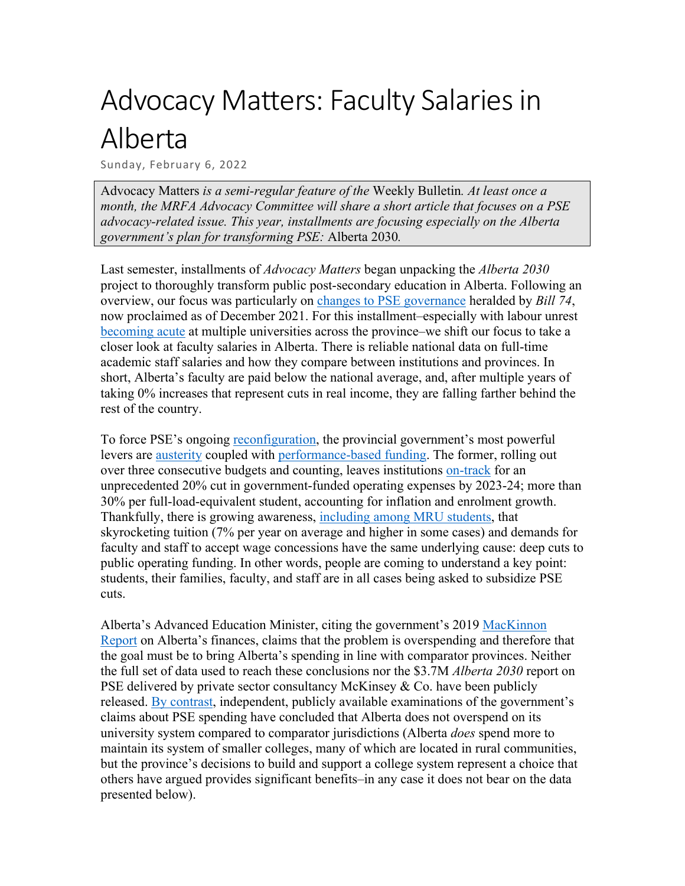# Advocacy Matters: Faculty Salaries in Alberta

Sunday, February 6, 2022

> Advocacy Matters *is a semi-regular feature of the* Weekly Bulletin*. At least once a month, the MRFA Advocacy Committee will share a short article that focuses on a PSE advocacy-related issue. This year, installments are focusing especially on the Alberta government's plan for transforming PSE:* Alberta 2030*.*

Last semester, installments of *Advocacy Matters* began unpacking the *Alberta 2030* project to thoroughly transform public post-secondary education in Alberta. Following an overview, our focus was particularly on changes to PSE governance heralded by *Bill 74*, now proclaimed as of December 2021. For this installment–especially with labour unrest becoming acute at multiple universities across the province–we shift our focus to take a closer look at faculty salaries in Alberta. There is reliable national data on full-time academic staff salaries and how they compare between institutions and provinces. In short, Alberta's faculty are paid below the national average, and, after multiple years of taking 0% increases that represent cuts in real income, they are falling farther behind the rest of the country.

To force PSE's ongoing reconfiguration, the provincial government's most powerful levers are austerity coupled with performance-based funding. The former, rolling out over three consecutive budgets and counting, leaves institutions on-track for an unprecedented 20% cut in government-funded operating expenses by 2023-24; more than 30% per full-load-equivalent student, accounting for inflation and enrolment growth. Thankfully, there is growing awareness, including among MRU students, that skyrocketing tuition (7% per year on average and higher in some cases) and demands for faculty and staff to accept wage concessions have the same underlying cause: deep cuts to public operating funding. In other words, people are coming to understand a key point: students, their families, faculty, and staff are in all cases being asked to subsidize PSE cuts.

Alberta's Advanced Education Minister, citing the government's 2019 MacKinnon Report on Alberta's finances, claims that the problem is overspending and therefore that the goal must be to bring Alberta's spending in line with comparator provinces. Neither the full set of data used to reach these conclusions nor the $3.7M *Alberta 2030* report on PSE delivered by private sector consultancy McKinsey & Co. have been publicly released. By contrast, independent, publicly available examinations of the government's claims about PSE spending have concluded that Alberta does not overspend on its university system compared to comparator jurisdictions (Alberta *does* spend more to maintain its system of smaller colleges, many of which are located in rural communities, but the province's decisions to build and support a college system represent a choice that others have argued provides significant benefits–in any case it does not bear on the data presented below).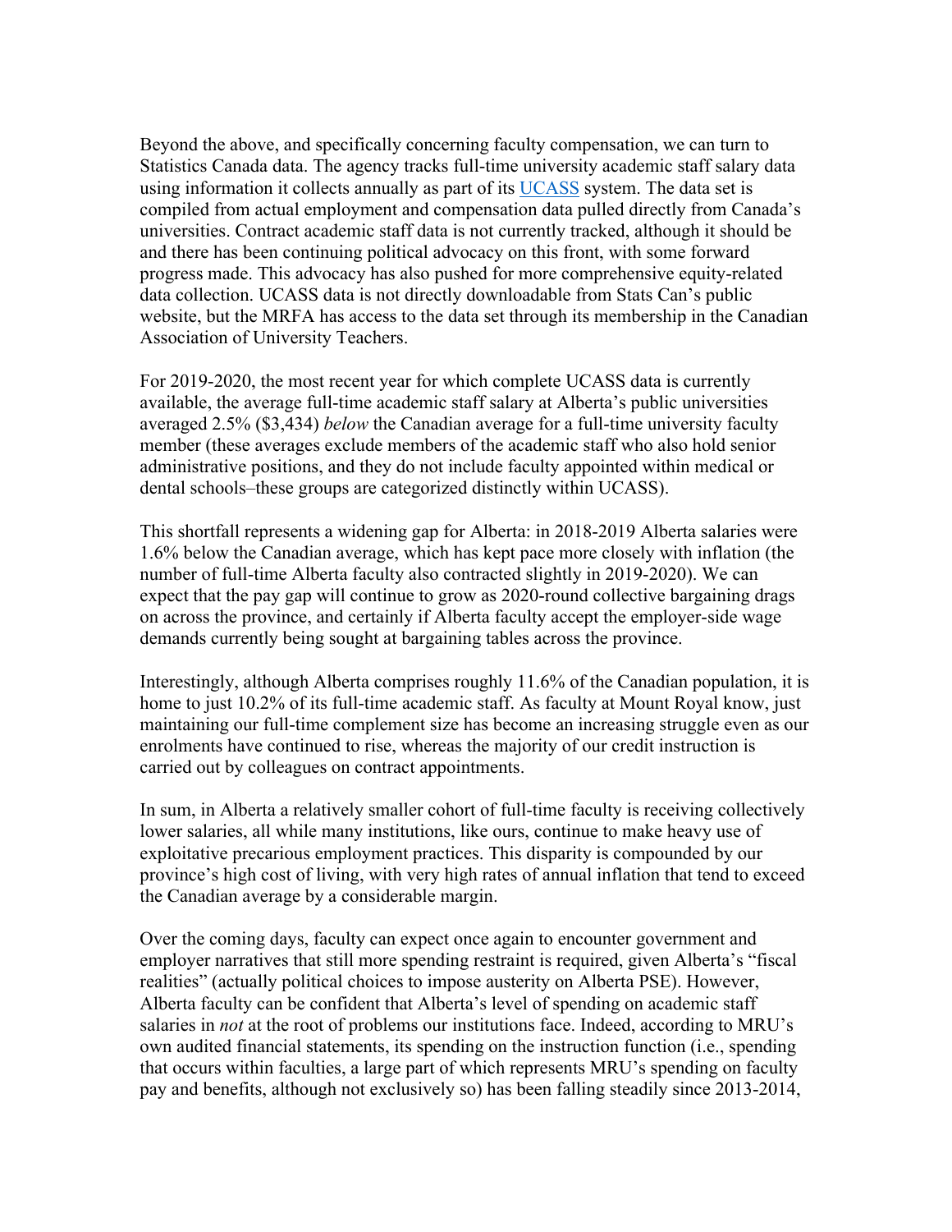Beyond the above, and specifically concerning faculty compensation, we can turn to Statistics Canada data. The agency tracks full-time university academic staff salary data using information it collects annually as part of its UCASS system. The data set is compiled from actual employment and compensation data pulled directly from Canada's universities. Contract academic staff data is not currently tracked, although it should be and there has been continuing political advocacy on this front, with some forward progress made. This advocacy has also pushed for more comprehensive equity-related data collection. UCASS data is not directly downloadable from Stats Can's public website, but the MRFA has access to the data set through its membership in the Canadian Association of University Teachers.

For 2019-2020, the most recent year for which complete UCASS data is currently available, the average full-time academic staff salary at Alberta's public universities averaged 2.5% ($3,434) *below* the Canadian average for a full-time university faculty member (these averages exclude members of the academic staff who also hold senior administrative positions, and they do not include faculty appointed within medical or dental schools–these groups are categorized distinctly within UCASS).

This shortfall represents a widening gap for Alberta: in 2018-2019 Alberta salaries were 1.6% below the Canadian average, which has kept pace more closely with inflation (the number of full-time Alberta faculty also contracted slightly in 2019-2020). We can expect that the pay gap will continue to grow as 2020-round collective bargaining drags on across the province, and certainly if Alberta faculty accept the employer-side wage demands currently being sought at bargaining tables across the province.

Interestingly, although Alberta comprises roughly 11.6% of the Canadian population, it is home to just 10.2% of its full-time academic staff. As faculty at Mount Royal know, just maintaining our full-time complement size has become an increasing struggle even as our enrolments have continued to rise, whereas the majority of our credit instruction is carried out by colleagues on contract appointments.

In sum, in Alberta a relatively smaller cohort of full-time faculty is receiving collectively lower salaries, all while many institutions, like ours, continue to make heavy use of exploitative precarious employment practices. This disparity is compounded by our province's high cost of living, with very high rates of annual inflation that tend to exceed the Canadian average by a considerable margin.

Over the coming days, faculty can expect once again to encounter government and employer narratives that still more spending restraint is required, given Alberta's "fiscal realities" (actually political choices to impose austerity on Alberta PSE). However, Alberta faculty can be confident that Alberta's level of spending on academic staff salaries in *not* at the root of problems our institutions face. Indeed, according to MRU's own audited financial statements, its spending on the instruction function (i.e., spending that occurs within faculties, a large part of which represents MRU's spending on faculty pay and benefits, although not exclusively so) has been falling steadily since 2013-2014,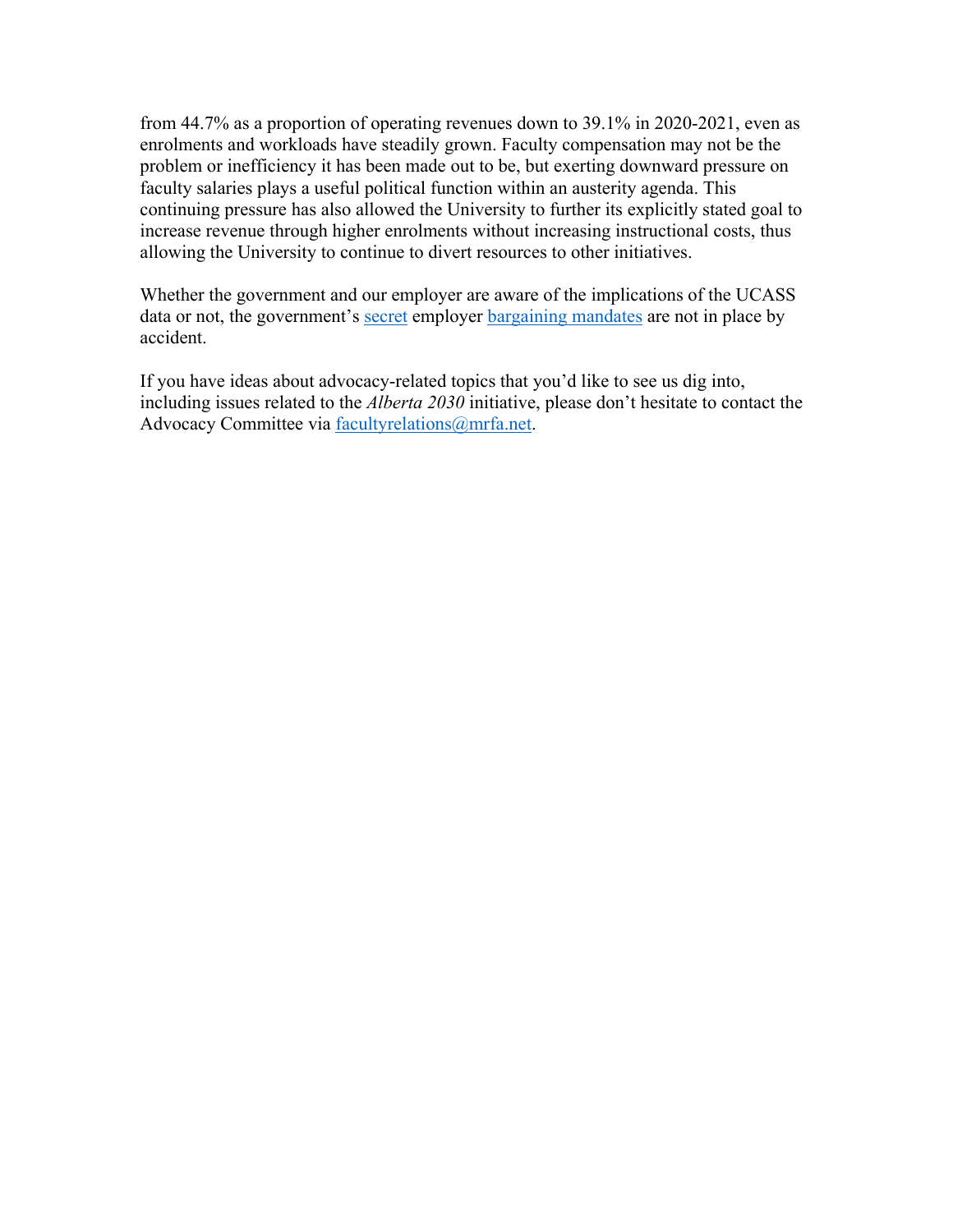from 44.7% as a proportion of operating revenues down to 39.1% in 2020-2021, even as enrolments and workloads have steadily grown. Faculty compensation may not be the problem or inefficiency it has been made out to be, but exerting downward pressure on faculty salaries plays a useful political function within an austerity agenda. This continuing pressure has also allowed the University to further its explicitly stated goal to increase revenue through higher enrolments without increasing instructional costs, thus allowing the University to continue to divert resources to other initiatives.

Whether the government and our employer are aware of the implications of the UCASS data or not, the government's secret employer bargaining mandates are not in place by accident.

If you have ideas about advocacy-related topics that you'd like to see us dig into, including issues related to the *Alberta 2030* initiative, please don't hesitate to contact the Advocacy Committee via facultyrelations@mrfa.net.